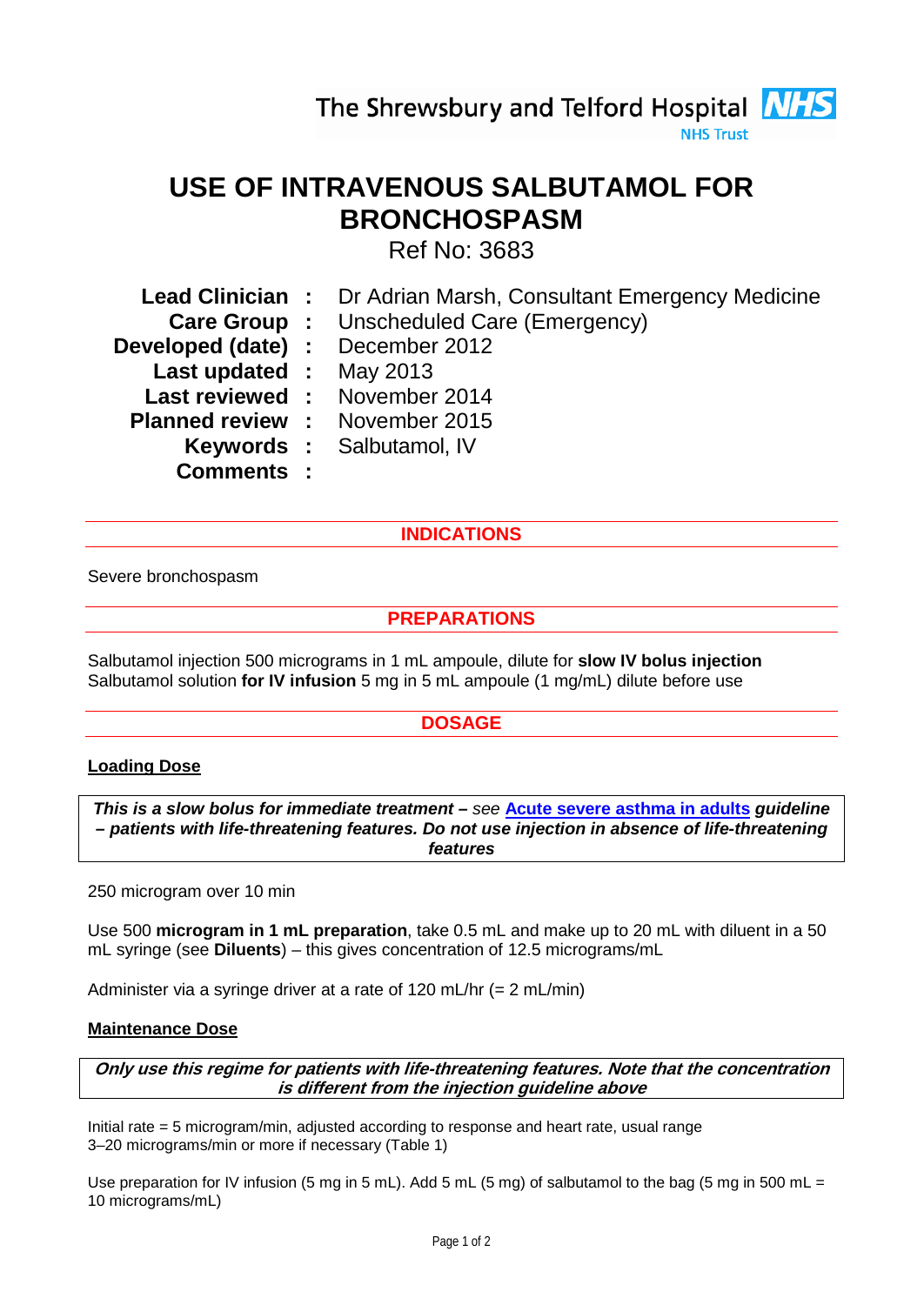The Shrewsbury and Telford Hospital NHS Trust

# USE OF INTRAVENOUS SALBUTAMOL FOR BRONCHOSPASM

Ref No: 3683

| | | |
|---|---|---|
| **Lead Clinician** | **:** | Dr Adrian Marsh, Consultant Emergency Medicine |
| **Care Group** | **:** | Unscheduled Care (Emergency) |
| **Developed (date)** | **:** | December 2012 |
| **Last updated** | **:** | May 2013 |
| **Last reviewed** | **:** | November 2014 |
| **Planned review** | **:** | November 2015 |
| **Keywords** | **:** | Salbutamol, IV |
| **Comments** | **:** | |

## INDICATIONS

Severe bronchospasm

## PREPARATIONS

Salbutamol injection 500 micrograms in 1 mL ampoule, dilute for **slow IV bolus injection**
Salbutamol solution **for IV infusion** 5 mg in 5 mL ampoule (1 mg/mL) dilute before use

## DOSAGE

### Loading Dose

> ***This is a slow bolus for immediate treatment –*** *see* **Acute severe asthma in adults** ***guideline – patients with life-threatening features. Do not use injection in absence of life-threatening features***

250 microgram over 10 min

Use 500 **microgram in 1 mL preparation**, take 0.5 mL and make up to 20 mL with diluent in a 50 mL syringe (see **Diluents**) – this gives concentration of 12.5 micrograms/mL

Administer via a syringe driver at a rate of 120 mL/hr (= 2 mL/min)

### Maintenance Dose

> ***Only use this regime for patients with life-threatening features. Note that the concentration is different from the injection guideline above***

Initial rate = 5 microgram/min, adjusted according to response and heart rate, usual range 3–20 micrograms/min or more if necessary (Table 1)

Use preparation for IV infusion (5 mg in 5 mL). Add 5 mL (5 mg) of salbutamol to the bag (5 mg in 500 mL = 10 micrograms/mL)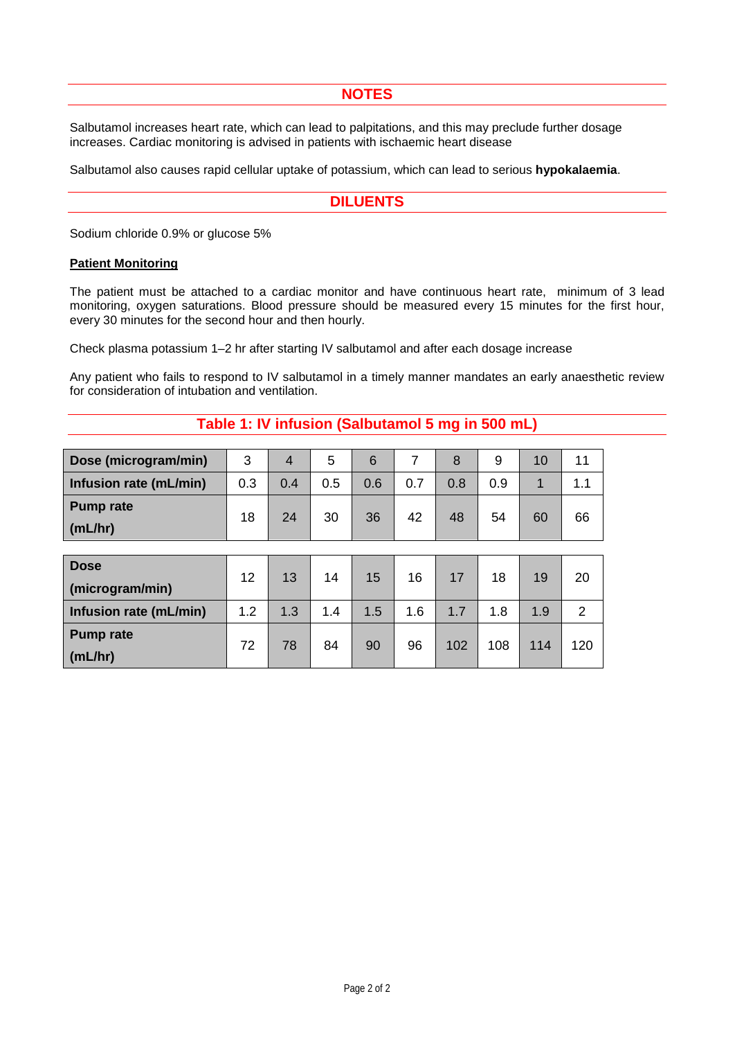## NOTES

Salbutamol increases heart rate, which can lead to palpitations, and this may preclude further dosage increases. Cardiac monitoring is advised in patients with ischaemic heart disease

Salbutamol also causes rapid cellular uptake of potassium, which can lead to serious **hypokalaemia**.

## DILUENTS

Sodium chloride 0.9% or glucose 5%

**Patient Monitoring**

The patient must be attached to a cardiac monitor and have continuous heart rate, minimum of 3 lead monitoring, oxygen saturations. Blood pressure should be measured every 15 minutes for the first hour, every 30 minutes for the second hour and then hourly.

Check plasma potassium 1–2 hr after starting IV salbutamol and after each dosage increase

Any patient who fails to respond to IV salbutamol in a timely manner mandates an early anaesthetic review for consideration of intubation and ventilation.

## Table 1: IV infusion (Salbutamol 5 mg in 500 mL)

| **Dose (microgram/min)** | 3 | 4 | 5 | 6 | 7 | 8 | 9 | 10 | 11 |
|---|---|---|---|---|---|---|---|---|---|
| **Infusion rate (mL/min)** | 0.3 | 0.4 | 0.5 | 0.6 | 0.7 | 0.8 | 0.9 | 1 | 1.1 |
| **Pump rate (mL/hr)** | 18 | 24 | 30 | 36 | 42 | 48 | 54 | 60 | 66 |

| **Dose (microgram/min)** | 12 | 13 | 14 | 15 | 16 | 17 | 18 | 19 | 20 |
|---|---|---|---|---|---|---|---|---|---|
| **Infusion rate (mL/min)** | 1.2 | 1.3 | 1.4 | 1.5 | 1.6 | 1.7 | 1.8 | 1.9 | 2 |
| **Pump rate (mL/hr)** | 72 | 78 | 84 | 90 | 96 | 102 | 108 | 114 | 120 |